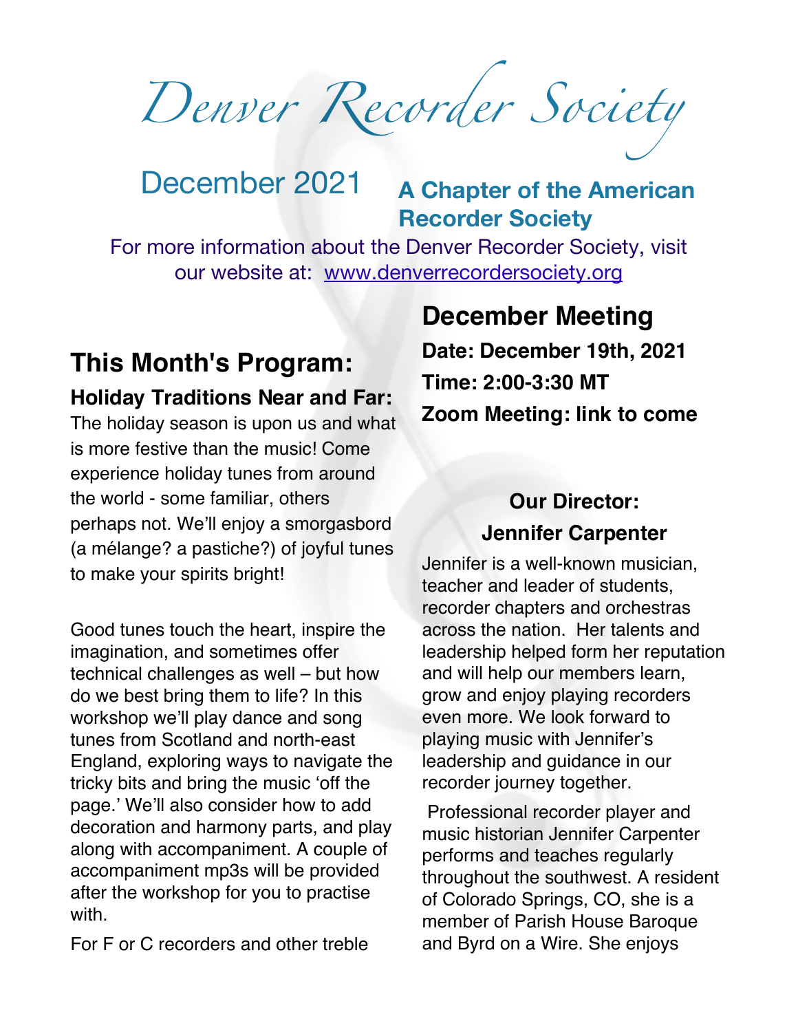# Denver Recorder Society

December 2021

**A Chapter of the American Recorder Society**

For more information about the Denver Recorder Society, visit our website at: [www.denverrecordersociety.org](http://www.denverrecordersociety.org)

## This Month's Program:

### Holiday Traditions Near and Far:

The holiday season is upon us and what is more festive than the music! Come experience holiday tunes from around the world - some familiar, others perhaps not. We'll enjoy a smorgasbord (a mélange? a pastiche?) of joyful tunes to make your spirits bright!

Good tunes touch the heart, inspire the imagination, and sometimes offer technical challenges as well – but how do we best bring them to life? In this workshop we'll play dance and song tunes from Scotland and north-east England, exploring ways to navigate the tricky bits and bring the music 'off the page.' We'll also consider how to add decoration and harmony parts, and play along with accompaniment. A couple of accompaniment mp3s will be provided after the workshop for you to practise with.

For F or C recorders and other treble

## December Meeting

**Date: December 19th, 2021**

**Time: 2:00-3:30 MT**

**Zoom Meeting: link to come**

### Our Director: Jennifer Carpenter

Jennifer is a well-known musician, teacher and leader of students, recorder chapters and orchestras across the nation. Her talents and leadership helped form her reputation and will help our members learn, grow and enjoy playing recorders even more. We look forward to playing music with Jennifer's leadership and guidance in our recorder journey together.

Professional recorder player and music historian Jennifer Carpenter performs and teaches regularly throughout the southwest. A resident of Colorado Springs, CO, she is a member of Parish House Baroque and Byrd on a Wire. She enjoys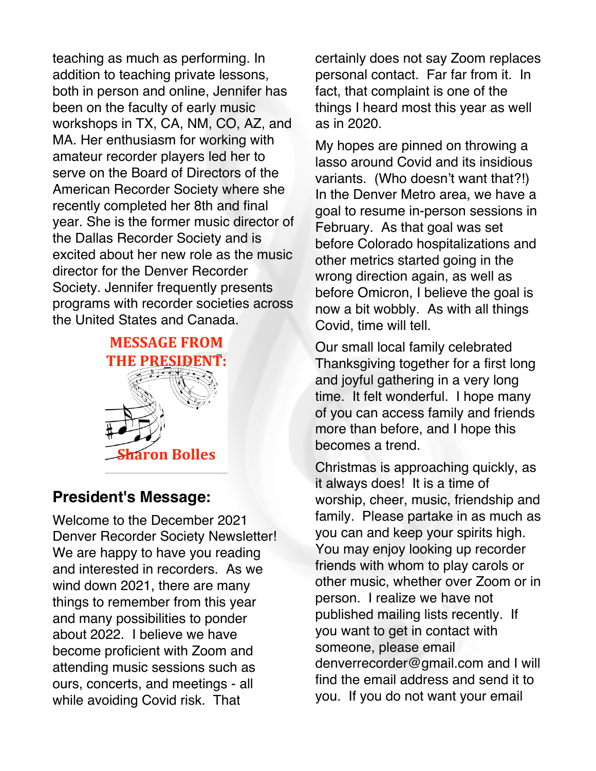teaching as much as performing. In addition to teaching private lessons, both in person and online, Jennifer has been on the faculty of early music workshops in TX, CA, NM, CO, AZ, and MA. Her enthusiasm for working with amateur recorder players led her to serve on the Board of Directors of the American Recorder Society where she recently completed her 8th and final year. She is the former music director of the Dallas Recorder Society and is excited about her new role as the music director for the Denver Recorder Society. Jennifer frequently presents programs with recorder societies across the United States and Canada.

**MESSAGE FROM THE PRESIDENT:**

**Sharon Bolles**

## President's Message:

Welcome to the December 2021 Denver Recorder Society Newsletter! We are happy to have you reading and interested in recorders. As we wind down 2021, there are many things to remember from this year and many possibilities to ponder about 2022. I believe we have become proficient with Zoom and attending music sessions such as ours, concerts, and meetings - all while avoiding Covid risk. That certainly does not say Zoom replaces personal contact. Far far from it. In fact, that complaint is one of the things I heard most this year as well as in 2020.

My hopes are pinned on throwing a lasso around Covid and its insidious variants. (Who doesn't want that?!) In the Denver Metro area, we have a goal to resume in-person sessions in February. As that goal was set before Colorado hospitalizations and other metrics started going in the wrong direction again, as well as before Omicron, I believe the goal is now a bit wobbly. As with all things Covid, time will tell.

Our small local family celebrated Thanksgiving together for a first long and joyful gathering in a very long time. It felt wonderful. I hope many of you can access family and friends more than before, and I hope this becomes a trend.

Christmas is approaching quickly, as it always does! It is a time of worship, cheer, music, friendship and family. Please partake in as much as you can and keep your spirits high. You may enjoy looking up recorder friends with whom to play carols or other music, whether over Zoom or in person. I realize we have not published mailing lists recently. If you want to get in contact with someone, please email denverrecorder@gmail.com and I will find the email address and send it to you. If you do not want your email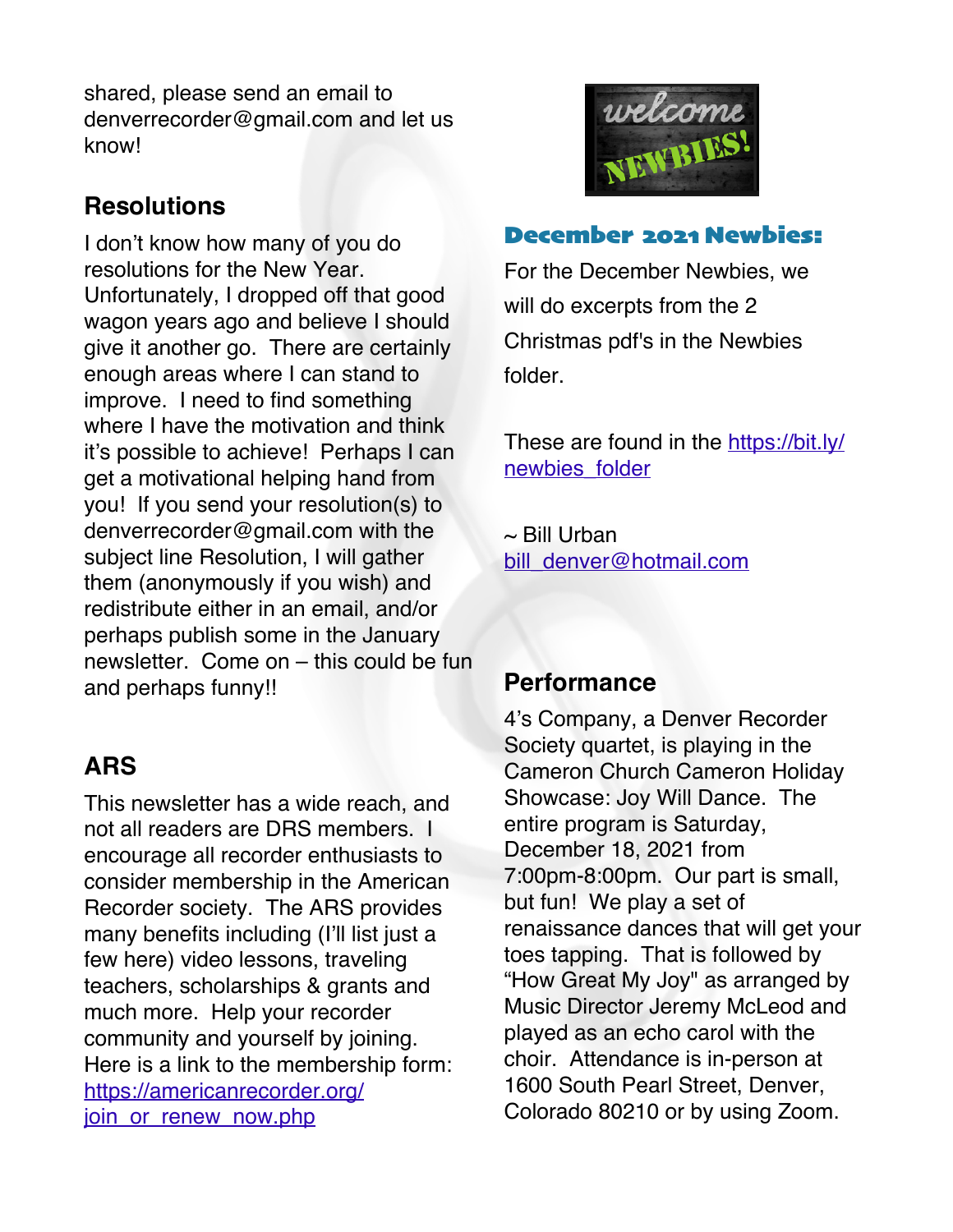shared, please send an email to denverrecorder@gmail.com and let us know!

## Resolutions

I don't know how many of you do resolutions for the New Year. Unfortunately, I dropped off that good wagon years ago and believe I should give it another go. There are certainly enough areas where I can stand to improve. I need to find something where I have the motivation and think it's possible to achieve! Perhaps I can get a motivational helping hand from you! If you send your resolution(s) to denverrecorder@gmail.com with the subject line Resolution, I will gather them (anonymously if you wish) and redistribute either in an email, and/or perhaps publish some in the January newsletter. Come on – this could be fun and perhaps funny!!

## ARS

This newsletter has a wide reach, and not all readers are DRS members. I encourage all recorder enthusiasts to consider membership in the American Recorder society. The ARS provides many benefits including (I'll list just a few here) video lessons, traveling teachers, scholarships & grants and much more. Help your recorder community and yourself by joining. Here is a link to the membership form: [https://americanrecorder.org/join_or_renew_now.php](https://americanrecorder.org/join_or_renew_now.php)

welcome NEWBIES!

### December 2021 Newbies:

For the December Newbies, we will do excerpts from the 2 Christmas pdf's in the Newbies folder.

These are found in the [https://bit.ly/newbies_folder](https://bit.ly/newbies_folder)

~ Bill Urban
[bill_denver@hotmail.com](mailto:bill_denver@hotmail.com)

## Performance

4's Company, a Denver Recorder Society quartet, is playing in the Cameron Church Cameron Holiday Showcase: Joy Will Dance. The entire program is Saturday, December 18, 2021 from 7:00pm-8:00pm. Our part is small, but fun! We play a set of renaissance dances that will get your toes tapping. That is followed by "How Great My Joy" as arranged by Music Director Jeremy McLeod and played as an echo carol with the choir. Attendance is in-person at 1600 South Pearl Street, Denver, Colorado 80210 or by using Zoom.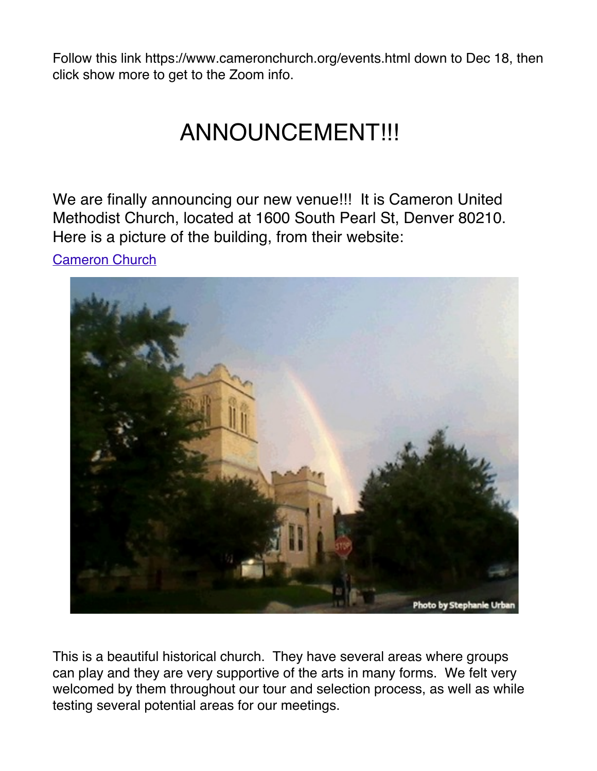Follow this link https://www.cameronchurch.org/events.html down to Dec 18, then click show more to get to the Zoom info.

# ANNOUNCEMENT!!!

We are finally announcing our new venue!!! It is Cameron United Methodist Church, located at 1600 South Pearl St, Denver 80210. Here is a picture of the building, from their website:

Cameron Church

Photo by Stephanie Urban

This is a beautiful historical church. They have several areas where groups can play and they are very supportive of the arts in many forms. We felt very welcomed by them throughout our tour and selection process, as well as while testing several potential areas for our meetings.